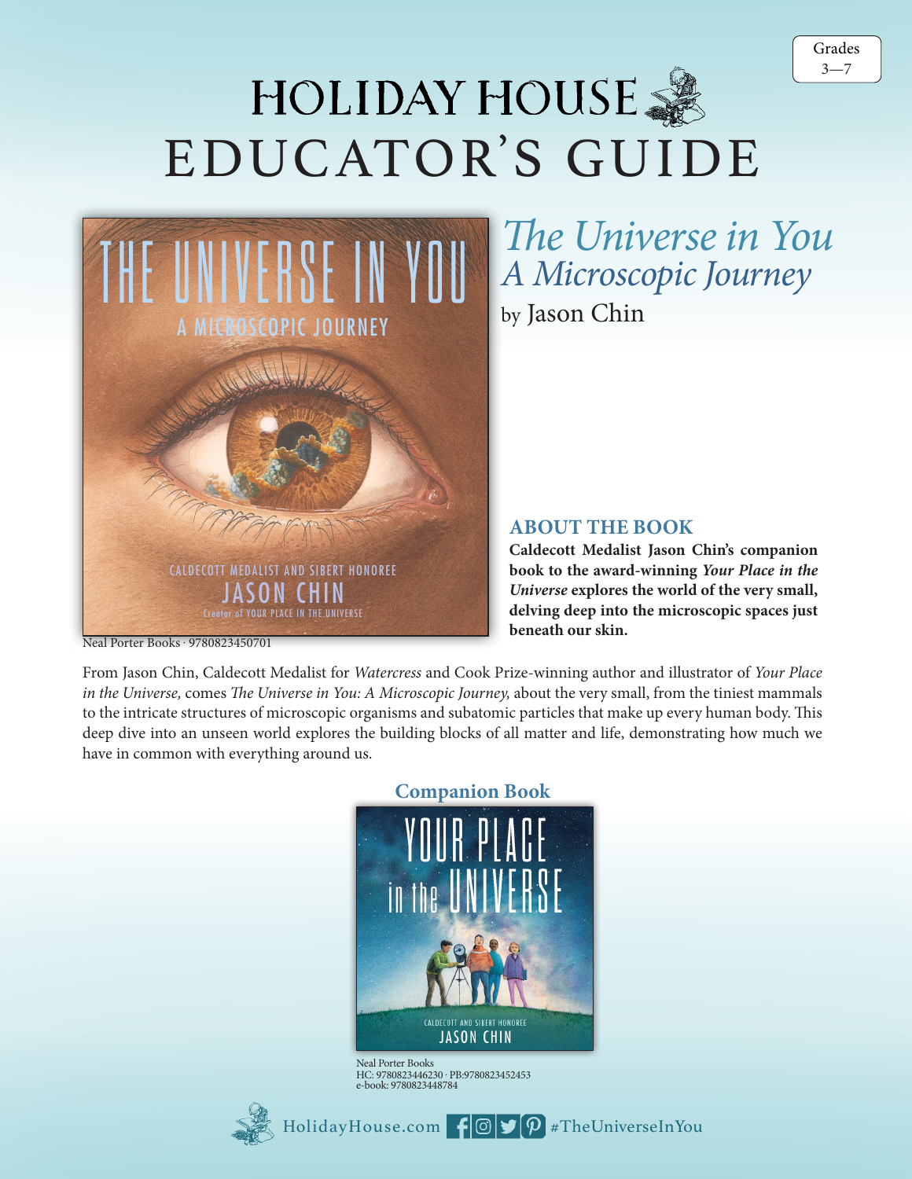Grades 3—7

# HOLIDAY HOUSE EDUCATOR'S GUIDE

## *The Universe in You: A Microscopic Journey*

by Jason Chin

Neal Porter Books · 9780823450701

### ABOUT THE BOOK

**Caldecott Medalist Jason Chin's companion book to the award-winning *Your Place in the Universe* explores the world of the very small, delving deep into the microscopic spaces just beneath our skin.**

From Jason Chin, Caldecott Medalist for *Watercress* and Cook Prize-winning author and illustrator of *Your Place in the Universe,* comes *The Universe in You: A Microscopic Journey,* about the very small, from the tiniest mammals to the intricate structures of microscopic organisms and subatomic particles that make up every human body. This deep dive into an unseen world explores the building blocks of all matter and life, demonstrating how much we have in common with everything around us.

### Companion Book

Neal Porter Books
HC: 9780823446230 · PB:9780823452453
e-book: 9780823448784

HolidayHouse.com #TheUniverseInYou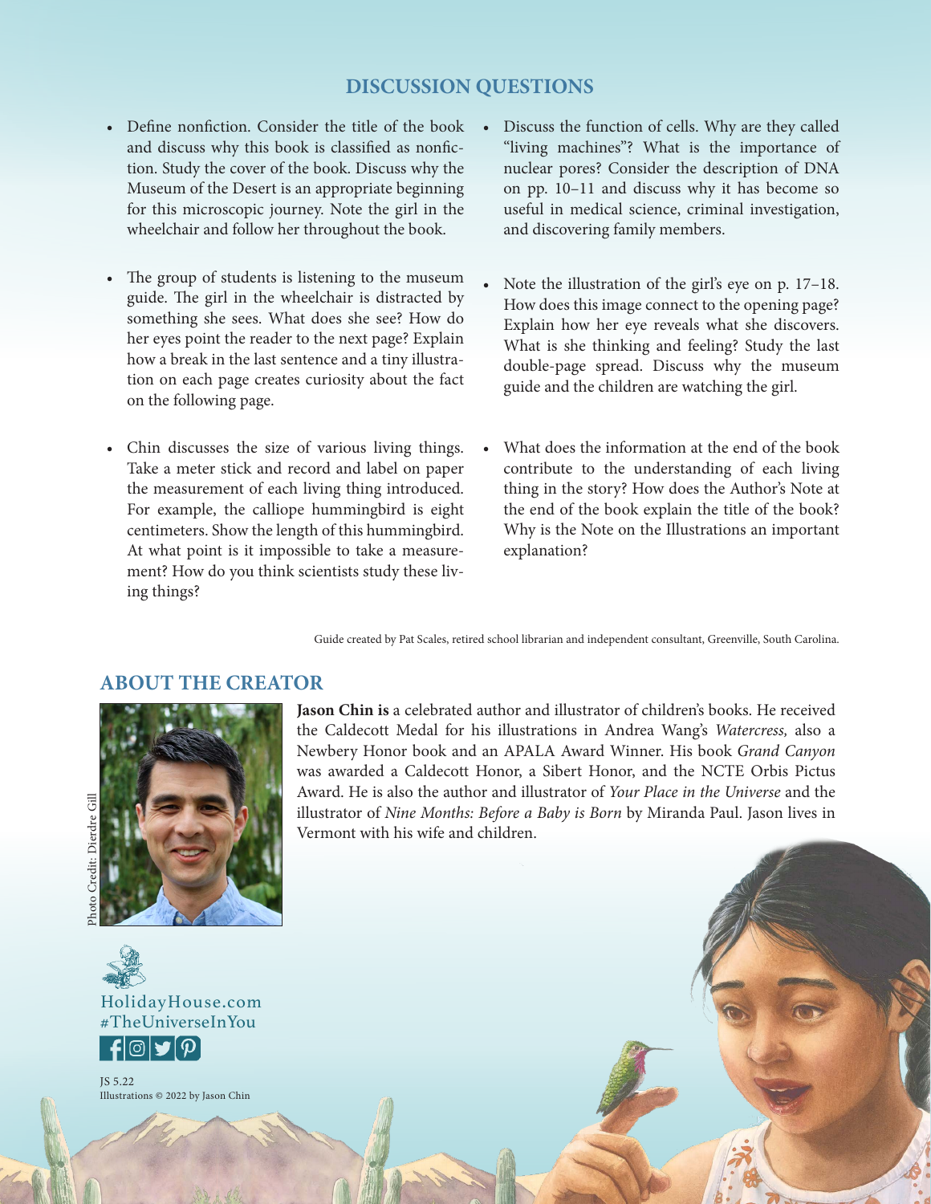## DISCUSSION QUESTIONS

- Define nonfiction. Consider the title of the book and discuss why this book is classified as nonfiction. Study the cover of the book. Discuss why the Museum of the Desert is an appropriate beginning for this microscopic journey. Note the girl in the wheelchair and follow her throughout the book.

- The group of students is listening to the museum guide. The girl in the wheelchair is distracted by something she sees. What does she see? How do her eyes point the reader to the next page? Explain how a break in the last sentence and a tiny illustration on each page creates curiosity about the fact on the following page.

- Chin discusses the size of various living things. Take a meter stick and record and label on paper the measurement of each living thing introduced. For example, the calliope hummingbird is eight centimeters. Show the length of this hummingbird. At what point is it impossible to take a measurement? How do you think scientists study these living things?

- Discuss the function of cells. Why are they called "living machines"? What is the importance of nuclear pores? Consider the description of DNA on pp. 10–11 and discuss why it has become so useful in medical science, criminal investigation, and discovering family members.

- Note the illustration of the girl's eye on p. 17–18. How does this image connect to the opening page? Explain how her eye reveals what she discovers. What is she thinking and feeling? Study the last double-page spread. Discuss why the museum guide and the children are watching the girl.

- What does the information at the end of the book contribute to the understanding of each living thing in the story? How does the Author's Note at the end of the book explain the title of the book? Why is the Note on the Illustrations an important explanation?

Guide created by Pat Scales, retired school librarian and independent consultant, Greenville, South Carolina.

## ABOUT THE CREATOR

Photo Credit: Dierdre Gill

**Jason Chin is** a celebrated author and illustrator of children's books. He received the Caldecott Medal for his illustrations in Andrea Wang's *Watercress,* also a Newbery Honor book and an APALA Award Winner. His book *Grand Canyon* was awarded a Caldecott Honor, a Sibert Honor, and the NCTE Orbis Pictus Award. He is also the author and illustrator of *Your Place in the Universe* and the illustrator of *Nine Months: Before a Baby is Born* by Miranda Paul. Jason lives in Vermont with his wife and children.

HolidayHouse.com
#TheUniverseInYou

JS 5.22
Illustrations © 2022 by Jason Chin